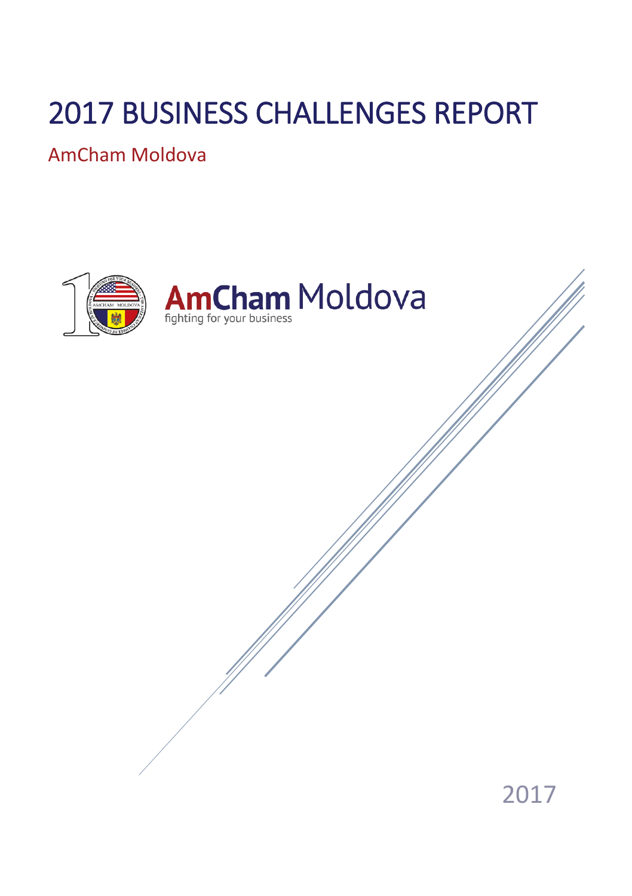# 2017 BUSINESS CHALLENGES REPORT

## AmCham Moldova

AmCham Moldova
fighting for your business

2017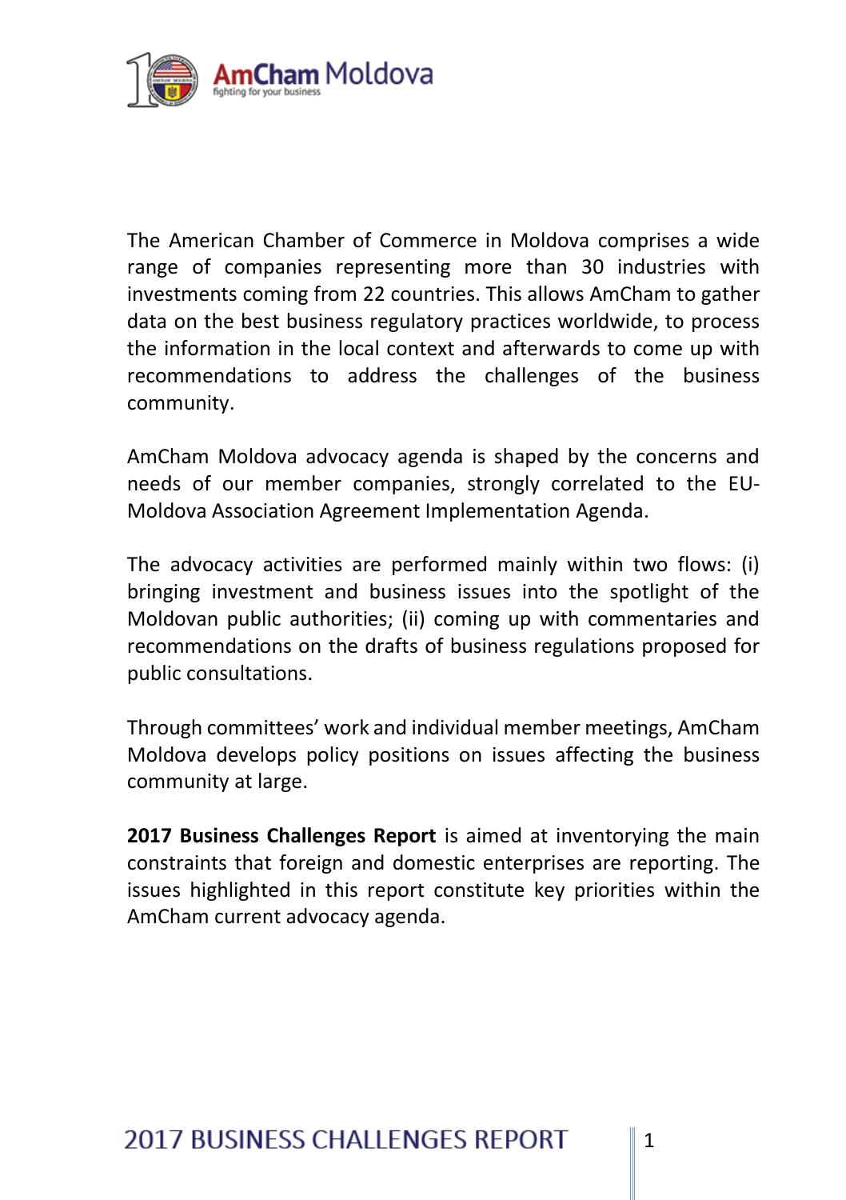The American Chamber of Commerce in Moldova comprises a wide range of companies representing more than 30 industries with investments coming from 22 countries. This allows AmCham to gather data on the best business regulatory practices worldwide, to process the information in the local context and afterwards to come up with recommendations to address the challenges of the business community.

AmCham Moldova advocacy agenda is shaped by the concerns and needs of our member companies, strongly correlated to the EU-Moldova Association Agreement Implementation Agenda.

The advocacy activities are performed mainly within two flows: (i) bringing investment and business issues into the spotlight of the Moldovan public authorities; (ii) coming up with commentaries and recommendations on the drafts of business regulations proposed for public consultations.

Through committees' work and individual member meetings, AmCham Moldova develops policy positions on issues affecting the business community at large.

**2017 Business Challenges Report** is aimed at inventorying the main constraints that foreign and domestic enterprises are reporting. The issues highlighted in this report constitute key priorities within the AmCham current advocacy agenda.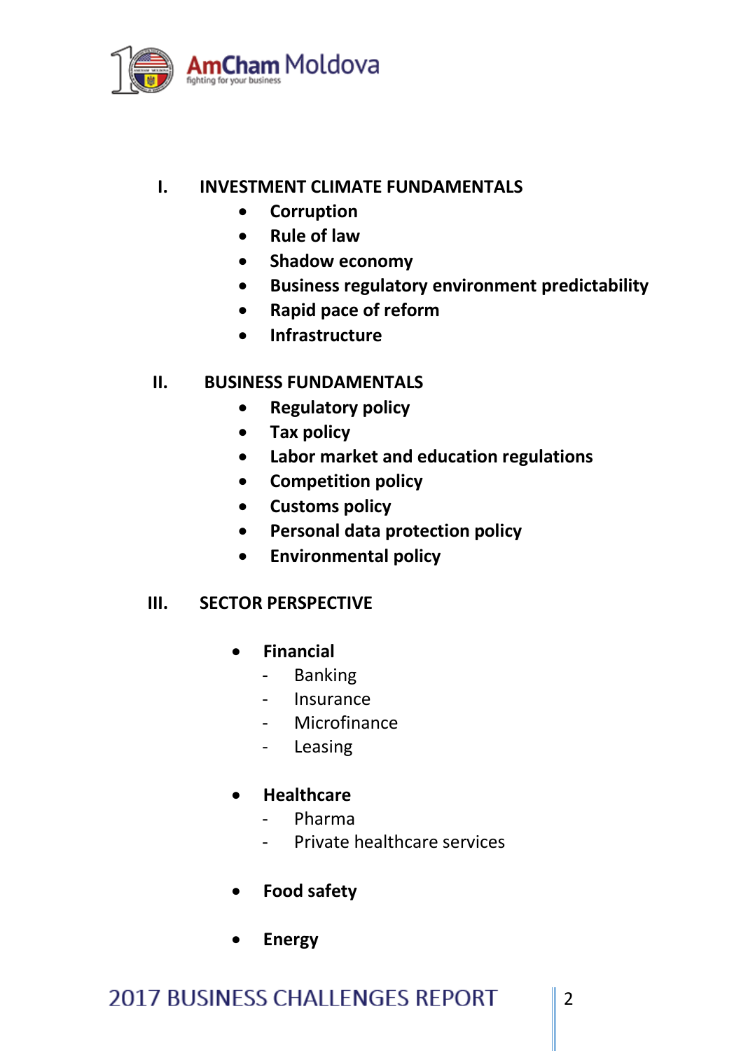## I. INVESTMENT CLIMATE FUNDAMENTALS

- **Corruption**
- **Rule of law**
- **Shadow economy**
- **Business regulatory environment predictability**
- **Rapid pace of reform**
- **Infrastructure**

## II. BUSINESS FUNDAMENTALS

- **Regulatory policy**
- **Tax policy**
- **Labor market and education regulations**
- **Competition policy**
- **Customs policy**
- **Personal data protection policy**
- **Environmental policy**

## III. SECTOR PERSPECTIVE

- **Financial**
  - Banking
  - Insurance
  - Microfinance
  - Leasing
- **Healthcare**
  - Pharma
  - Private healthcare services
- **Food safety**
- **Energy**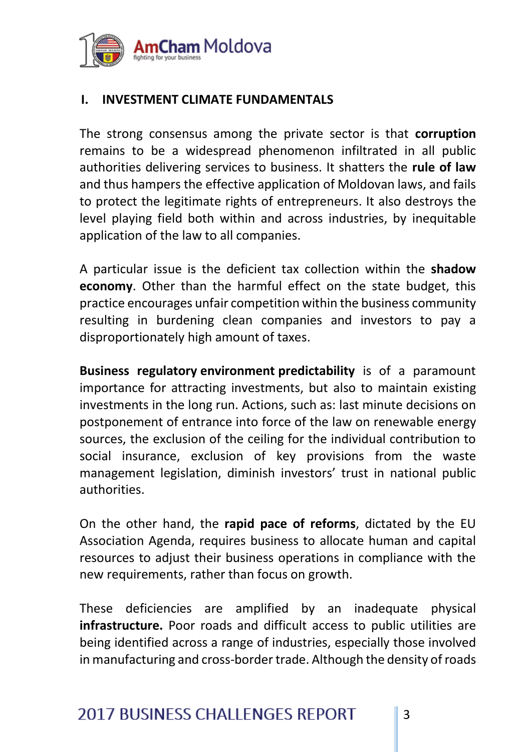## I. INVESTMENT CLIMATE FUNDAMENTALS

The strong consensus among the private sector is that **corruption** remains to be a widespread phenomenon infiltrated in all public authorities delivering services to business. It shatters the **rule of law** and thus hampers the effective application of Moldovan laws, and fails to protect the legitimate rights of entrepreneurs. It also destroys the level playing field both within and across industries, by inequitable application of the law to all companies.

A particular issue is the deficient tax collection within the **shadow economy**. Other than the harmful effect on the state budget, this practice encourages unfair competition within the business community resulting in burdening clean companies and investors to pay a disproportionately high amount of taxes.

**Business regulatory environment predictability** is of a paramount importance for attracting investments, but also to maintain existing investments in the long run. Actions, such as: last minute decisions on postponement of entrance into force of the law on renewable energy sources, the exclusion of the ceiling for the individual contribution to social insurance, exclusion of key provisions from the waste management legislation, diminish investors' trust in national public authorities.

On the other hand, the **rapid pace of reforms**, dictated by the EU Association Agenda, requires business to allocate human and capital resources to adjust their business operations in compliance with the new requirements, rather than focus on growth.

These deficiencies are amplified by an inadequate physical **infrastructure.** Poor roads and difficult access to public utilities are being identified across a range of industries, especially those involved in manufacturing and cross-border trade. Although the density of roads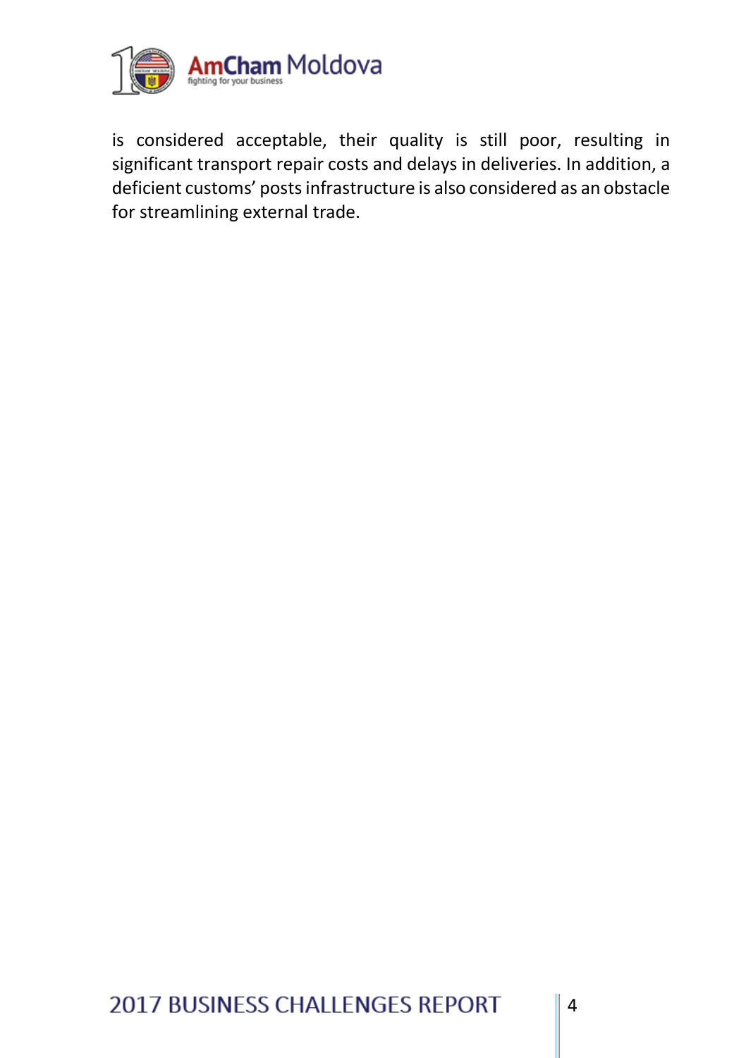is considered acceptable, their quality is still poor, resulting in significant transport repair costs and delays in deliveries. In addition, a deficient customs' posts infrastructure is also considered as an obstacle for streamlining external trade.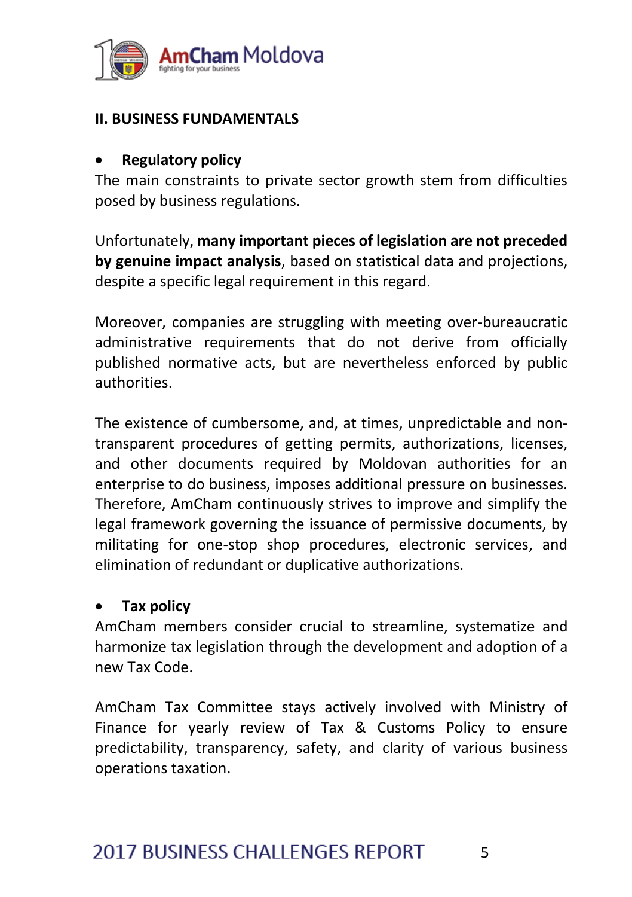## II. BUSINESS FUNDAMENTALS

- **Regulatory policy**

The main constraints to private sector growth stem from difficulties posed by business regulations.

Unfortunately, **many important pieces of legislation are not preceded by genuine impact analysis**, based on statistical data and projections, despite a specific legal requirement in this regard.

Moreover, companies are struggling with meeting over-bureaucratic administrative requirements that do not derive from officially published normative acts, but are nevertheless enforced by public authorities.

The existence of cumbersome, and, at times, unpredictable and non-transparent procedures of getting permits, authorizations, licenses, and other documents required by Moldovan authorities for an enterprise to do business, imposes additional pressure on businesses. Therefore, AmCham continuously strives to improve and simplify the legal framework governing the issuance of permissive documents, by militating for one-stop shop procedures, electronic services, and elimination of redundant or duplicative authorizations.

- **Tax policy**

AmCham members consider crucial to streamline, systematize and harmonize tax legislation through the development and adoption of a new Tax Code.

AmCham Tax Committee stays actively involved with Ministry of Finance for yearly review of Tax & Customs Policy to ensure predictability, transparency, safety, and clarity of various business operations taxation.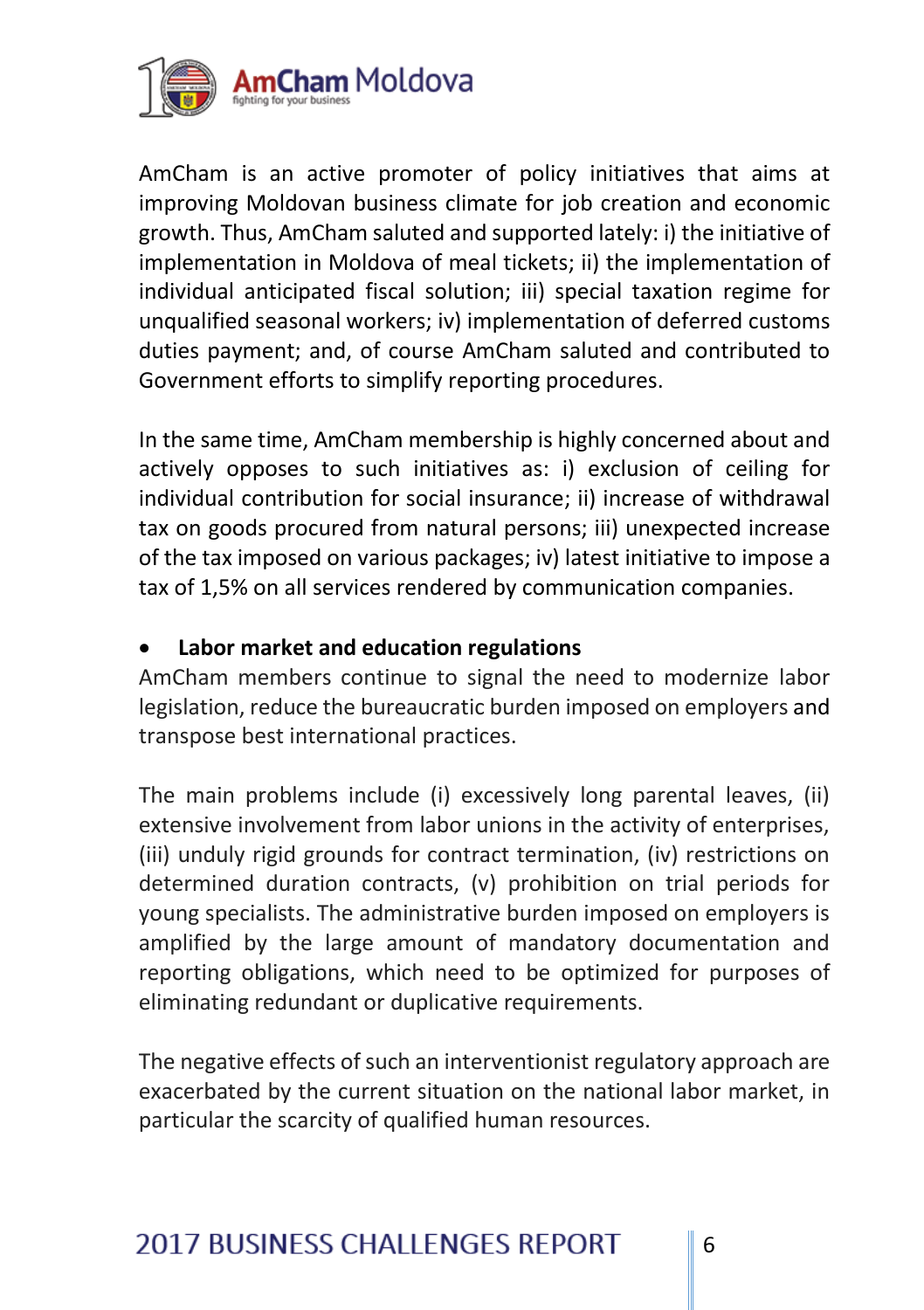AmCham is an active promoter of policy initiatives that aims at improving Moldovan business climate for job creation and economic growth. Thus, AmCham saluted and supported lately: i) the initiative of implementation in Moldova of meal tickets; ii) the implementation of individual anticipated fiscal solution; iii) special taxation regime for unqualified seasonal workers; iv) implementation of deferred customs duties payment; and, of course AmCham saluted and contributed to Government efforts to simplify reporting procedures.

In the same time, AmCham membership is highly concerned about and actively opposes to such initiatives as: i) exclusion of ceiling for individual contribution for social insurance; ii) increase of withdrawal tax on goods procured from natural persons; iii) unexpected increase of the tax imposed on various packages; iv) latest initiative to impose a tax of 1,5% on all services rendered by communication companies.

- **Labor market and education regulations**

AmCham members continue to signal the need to modernize labor legislation, reduce the bureaucratic burden imposed on employers and transpose best international practices.

The main problems include (i) excessively long parental leaves, (ii) extensive involvement from labor unions in the activity of enterprises, (iii) unduly rigid grounds for contract termination, (iv) restrictions on determined duration contracts, (v) prohibition on trial periods for young specialists. The administrative burden imposed on employers is amplified by the large amount of mandatory documentation and reporting obligations, which need to be optimized for purposes of eliminating redundant or duplicative requirements.

The negative effects of such an interventionist regulatory approach are exacerbated by the current situation on the national labor market, in particular the scarcity of qualified human resources.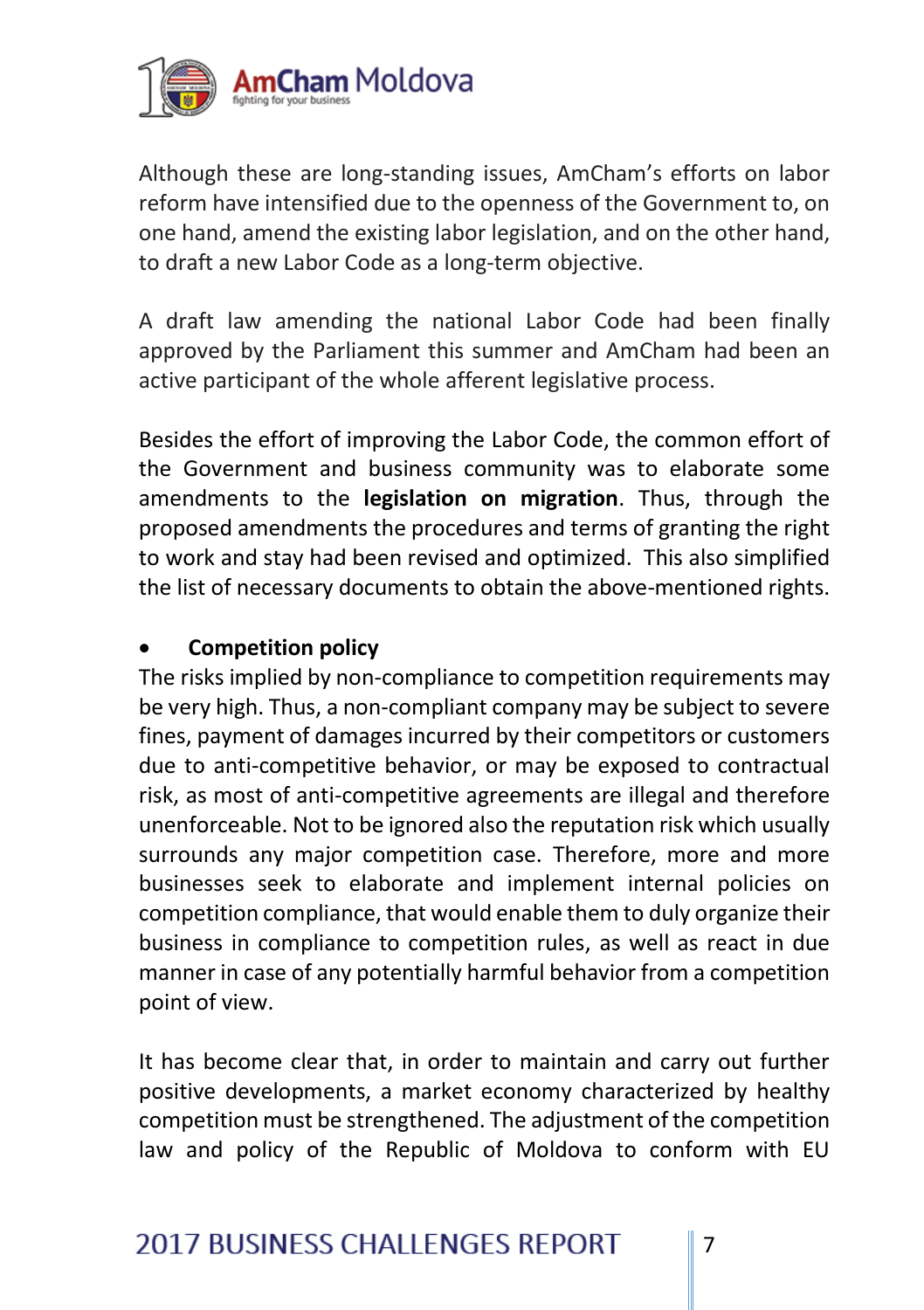Although these are long-standing issues, AmCham's efforts on labor reform have intensified due to the openness of the Government to, on one hand, amend the existing labor legislation, and on the other hand, to draft a new Labor Code as a long-term objective.

A draft law amending the national Labor Code had been finally approved by the Parliament this summer and AmCham had been an active participant of the whole afferent legislative process.

Besides the effort of improving the Labor Code, the common effort of the Government and business community was to elaborate some amendments to the **legislation on migration**. Thus, through the proposed amendments the procedures and terms of granting the right to work and stay had been revised and optimized. This also simplified the list of necessary documents to obtain the above-mentioned rights.

- **Competition policy**

The risks implied by non-compliance to competition requirements may be very high. Thus, a non-compliant company may be subject to severe fines, payment of damages incurred by their competitors or customers due to anti-competitive behavior, or may be exposed to contractual risk, as most of anti-competitive agreements are illegal and therefore unenforceable. Not to be ignored also the reputation risk which usually surrounds any major competition case. Therefore, more and more businesses seek to elaborate and implement internal policies on competition compliance, that would enable them to duly organize their business in compliance to competition rules, as well as react in due manner in case of any potentially harmful behavior from a competition point of view.

It has become clear that, in order to maintain and carry out further positive developments, a market economy characterized by healthy competition must be strengthened. The adjustment of the competition law and policy of the Republic of Moldova to conform with EU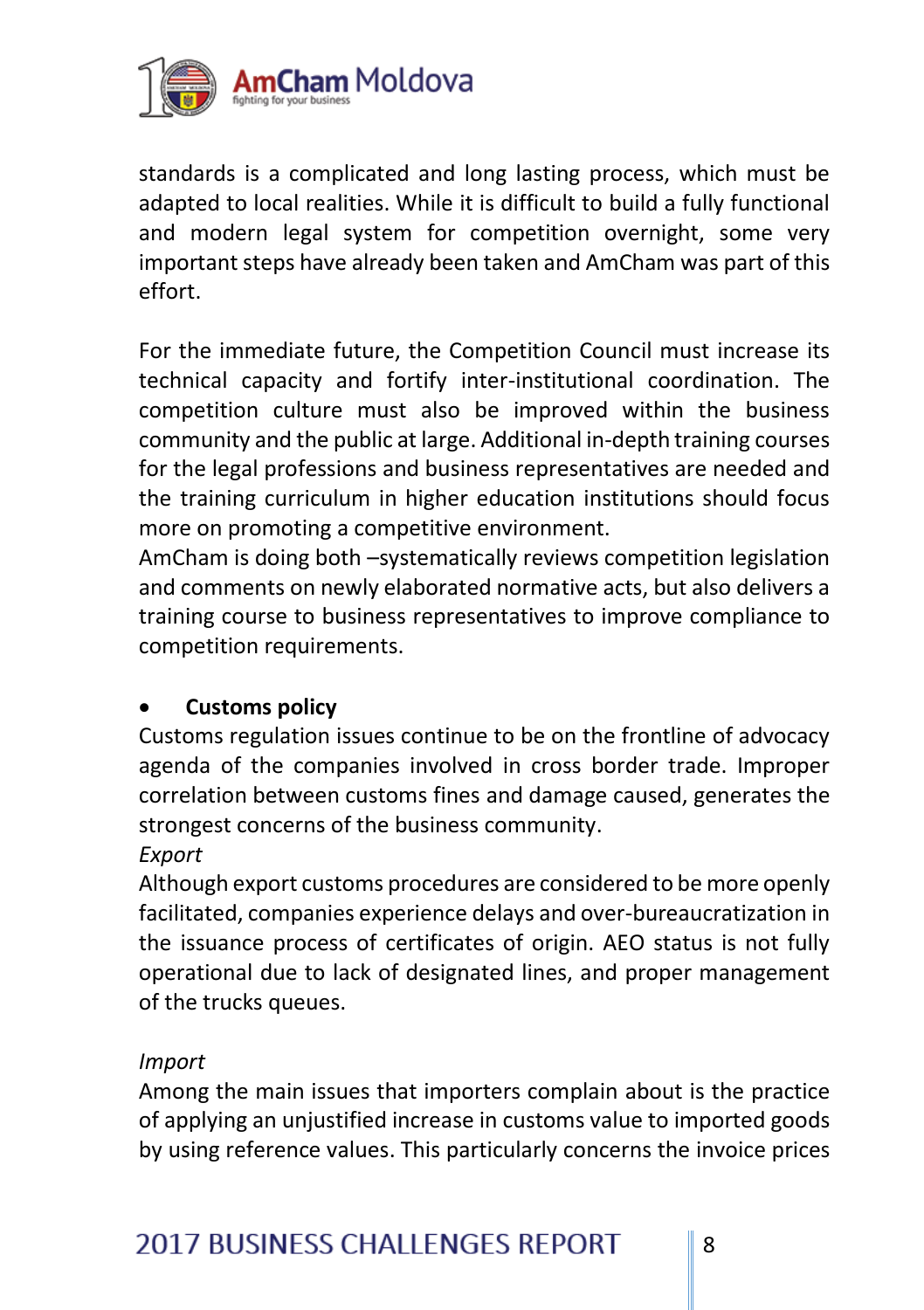standards is a complicated and long lasting process, which must be adapted to local realities. While it is difficult to build a fully functional and modern legal system for competition overnight, some very important steps have already been taken and AmCham was part of this effort.

For the immediate future, the Competition Council must increase its technical capacity and fortify inter-institutional coordination. The competition culture must also be improved within the business community and the public at large. Additional in-depth training courses for the legal professions and business representatives are needed and the training curriculum in higher education institutions should focus more on promoting a competitive environment.
AmCham is doing both –systematically reviews competition legislation and comments on newly elaborated normative acts, but also delivers a training course to business representatives to improve compliance to competition requirements.

- **Customs policy**

Customs regulation issues continue to be on the frontline of advocacy agenda of the companies involved in cross border trade. Improper correlation between customs fines and damage caused, generates the strongest concerns of the business community.

*Export*

Although export customs procedures are considered to be more openly facilitated, companies experience delays and over-bureaucratization in the issuance process of certificates of origin. AEO status is not fully operational due to lack of designated lines, and proper management of the trucks queues.

*Import*

Among the main issues that importers complain about is the practice of applying an unjustified increase in customs value to imported goods by using reference values. This particularly concerns the invoice prices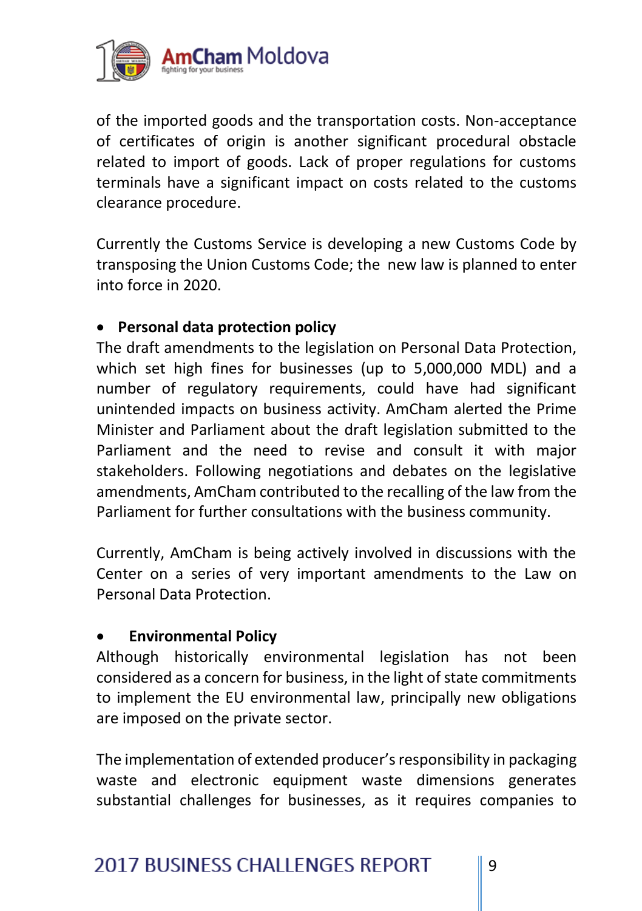of the imported goods and the transportation costs. Non-acceptance of certificates of origin is another significant procedural obstacle related to import of goods. Lack of proper regulations for customs terminals have a significant impact on costs related to the customs clearance procedure.

Currently the Customs Service is developing a new Customs Code by transposing the Union Customs Code; the new law is planned to enter into force in 2020.

- **Personal data protection policy**

The draft amendments to the legislation on Personal Data Protection, which set high fines for businesses (up to 5,000,000 MDL) and a number of regulatory requirements, could have had significant unintended impacts on business activity. AmCham alerted the Prime Minister and Parliament about the draft legislation submitted to the Parliament and the need to revise and consult it with major stakeholders. Following negotiations and debates on the legislative amendments, AmCham contributed to the recalling of the law from the Parliament for further consultations with the business community.

Currently, AmCham is being actively involved in discussions with the Center on a series of very important amendments to the Law on Personal Data Protection.

- **Environmental Policy**

Although historically environmental legislation has not been considered as a concern for business, in the light of state commitments to implement the EU environmental law, principally new obligations are imposed on the private sector.

The implementation of extended producer's responsibility in packaging waste and electronic equipment waste dimensions generates substantial challenges for businesses, as it requires companies to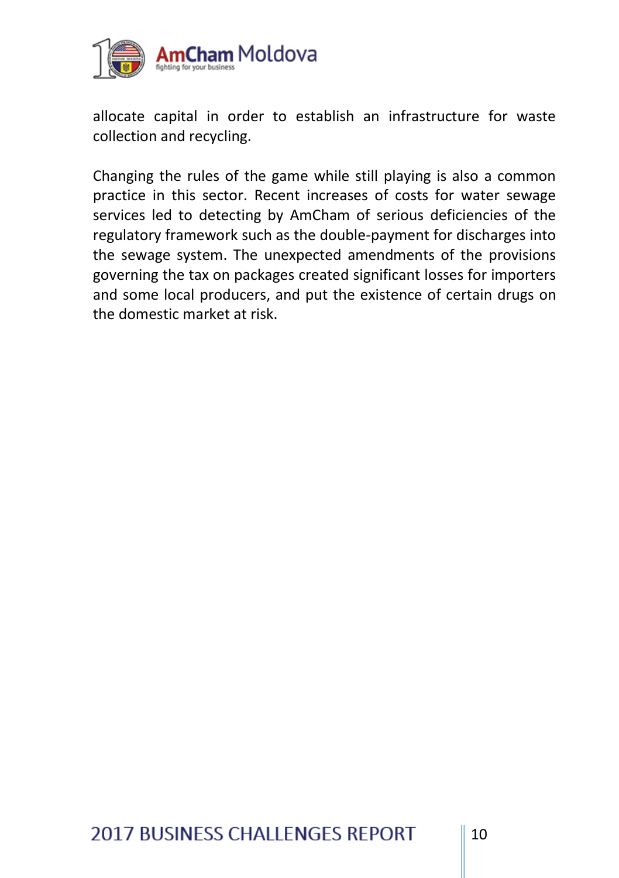allocate capital in order to establish an infrastructure for waste collection and recycling.

Changing the rules of the game while still playing is also a common practice in this sector. Recent increases of costs for water sewage services led to detecting by AmCham of serious deficiencies of the regulatory framework such as the double-payment for discharges into the sewage system. The unexpected amendments of the provisions governing the tax on packages created significant losses for importers and some local producers, and put the existence of certain drugs on the domestic market at risk.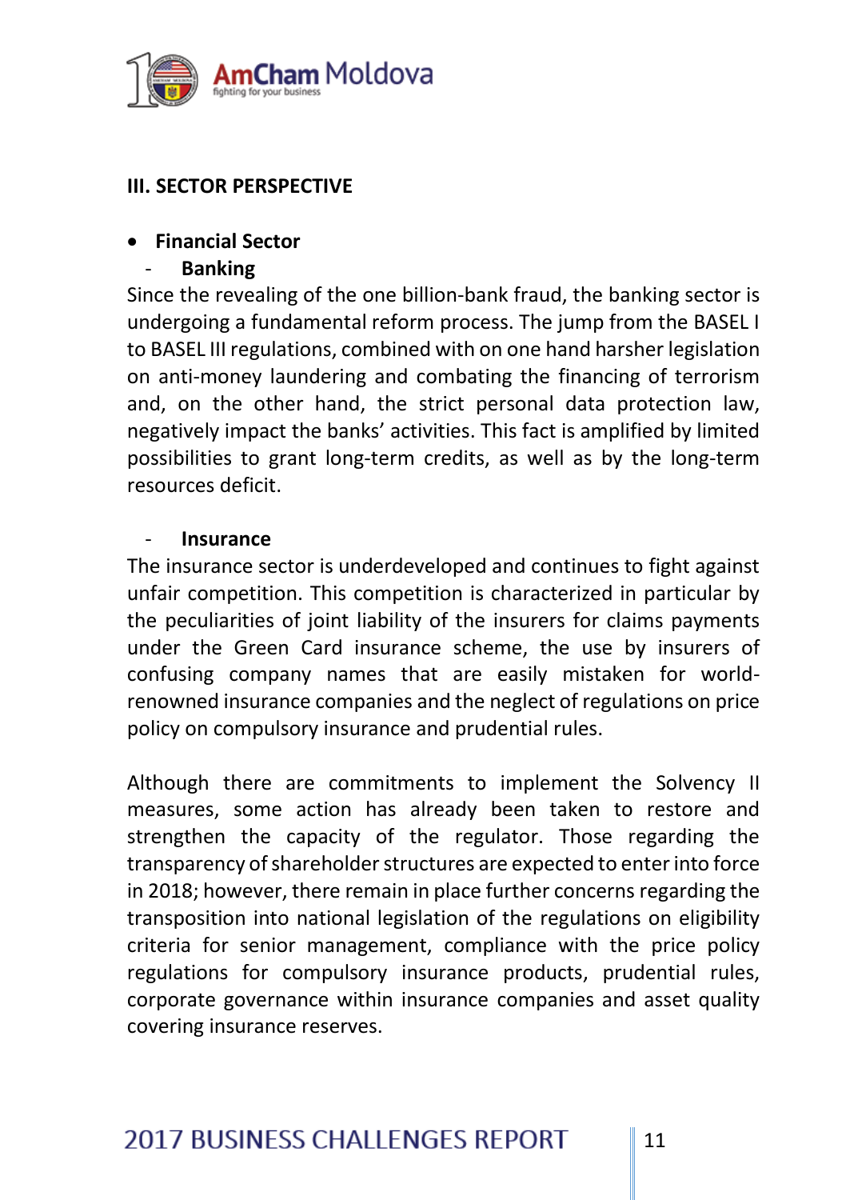## III. SECTOR PERSPECTIVE

- **Financial Sector**
  - **Banking**

Since the revealing of the one billion-bank fraud, the banking sector is undergoing a fundamental reform process. The jump from the BASEL I to BASEL III regulations, combined with on one hand harsher legislation on anti-money laundering and combating the financing of terrorism and, on the other hand, the strict personal data protection law, negatively impact the banks' activities. This fact is amplified by limited possibilities to grant long-term credits, as well as by the long-term resources deficit.

  - **Insurance**

The insurance sector is underdeveloped and continues to fight against unfair competition. This competition is characterized in particular by the peculiarities of joint liability of the insurers for claims payments under the Green Card insurance scheme, the use by insurers of confusing company names that are easily mistaken for world-renowned insurance companies and the neglect of regulations on price policy on compulsory insurance and prudential rules.

Although there are commitments to implement the Solvency II measures, some action has already been taken to restore and strengthen the capacity of the regulator. Those regarding the transparency of shareholder structures are expected to enter into force in 2018; however, there remain in place further concerns regarding the transposition into national legislation of the regulations on eligibility criteria for senior management, compliance with the price policy regulations for compulsory insurance products, prudential rules, corporate governance within insurance companies and asset quality covering insurance reserves.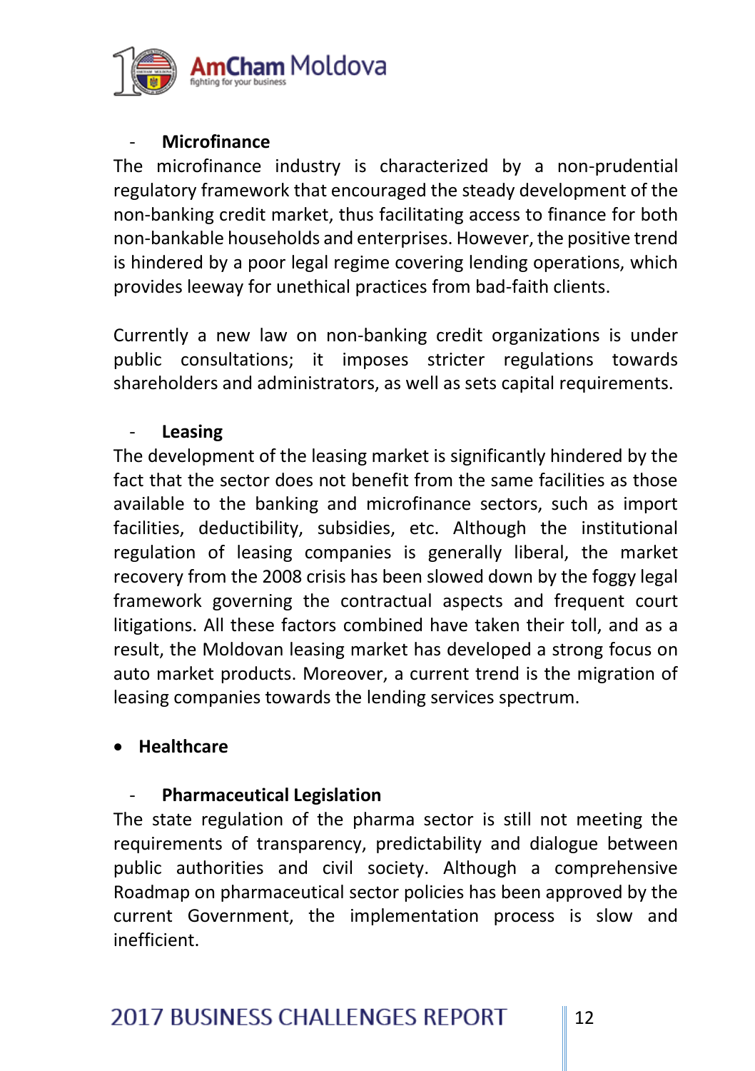- **Microfinance**

The microfinance industry is characterized by a non-prudential regulatory framework that encouraged the steady development of the non-banking credit market, thus facilitating access to finance for both non-bankable households and enterprises. However, the positive trend is hindered by a poor legal regime covering lending operations, which provides leeway for unethical practices from bad-faith clients.

Currently a new law on non-banking credit organizations is under public consultations; it imposes stricter regulations towards shareholders and administrators, as well as sets capital requirements.

- **Leasing**

The development of the leasing market is significantly hindered by the fact that the sector does not benefit from the same facilities as those available to the banking and microfinance sectors, such as import facilities, deductibility, subsidies, etc. Although the institutional regulation of leasing companies is generally liberal, the market recovery from the 2008 crisis has been slowed down by the foggy legal framework governing the contractual aspects and frequent court litigations. All these factors combined have taken their toll, and as a result, the Moldovan leasing market has developed a strong focus on auto market products. Moreover, a current trend is the migration of leasing companies towards the lending services spectrum.

- **Healthcare**

- **Pharmaceutical Legislation**

The state regulation of the pharma sector is still not meeting the requirements of transparency, predictability and dialogue between public authorities and civil society. Although a comprehensive Roadmap on pharmaceutical sector policies has been approved by the current Government, the implementation process is slow and inefficient.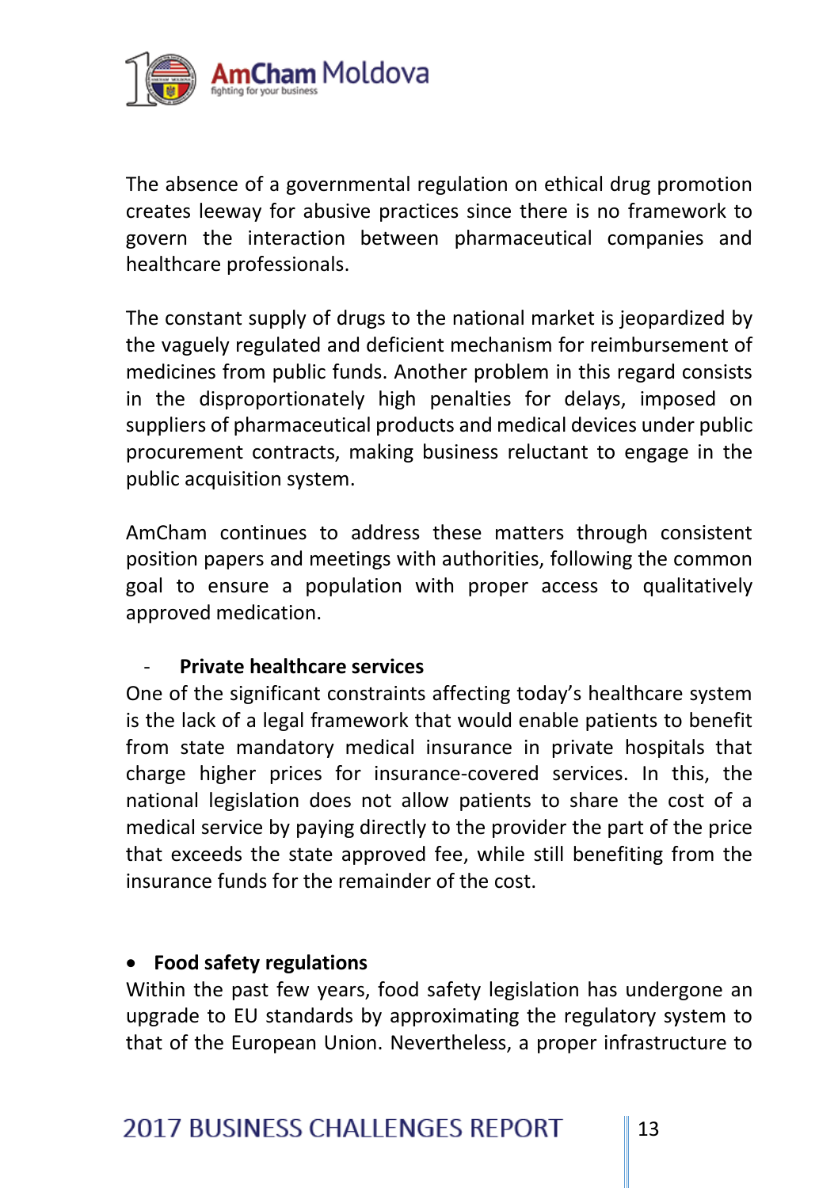The absence of a governmental regulation on ethical drug promotion creates leeway for abusive practices since there is no framework to govern the interaction between pharmaceutical companies and healthcare professionals.

The constant supply of drugs to the national market is jeopardized by the vaguely regulated and deficient mechanism for reimbursement of medicines from public funds. Another problem in this regard consists in the disproportionately high penalties for delays, imposed on suppliers of pharmaceutical products and medical devices under public procurement contracts, making business reluctant to engage in the public acquisition system.

AmCham continues to address these matters through consistent position papers and meetings with authorities, following the common goal to ensure a population with proper access to qualitatively approved medication.

- **Private healthcare services**

One of the significant constraints affecting today's healthcare system is the lack of a legal framework that would enable patients to benefit from state mandatory medical insurance in private hospitals that charge higher prices for insurance-covered services. In this, the national legislation does not allow patients to share the cost of a medical service by paying directly to the provider the part of the price that exceeds the state approved fee, while still benefiting from the insurance funds for the remainder of the cost.

- **Food safety regulations**

Within the past few years, food safety legislation has undergone an upgrade to EU standards by approximating the regulatory system to that of the European Union. Nevertheless, a proper infrastructure to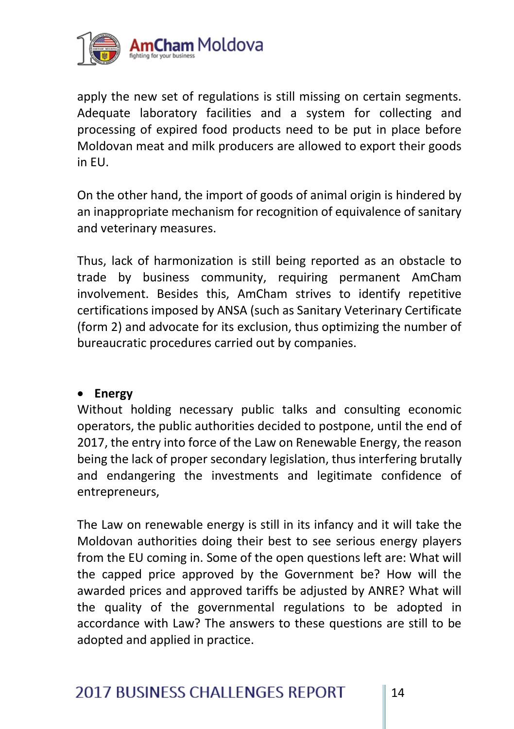apply the new set of regulations is still missing on certain segments. Adequate laboratory facilities and a system for collecting and processing of expired food products need to be put in place before Moldovan meat and milk producers are allowed to export their goods in EU.

On the other hand, the import of goods of animal origin is hindered by an inappropriate mechanism for recognition of equivalence of sanitary and veterinary measures.

Thus, lack of harmonization is still being reported as an obstacle to trade by business community, requiring permanent AmCham involvement. Besides this, AmCham strives to identify repetitive certifications imposed by ANSA (such as Sanitary Veterinary Certificate (form 2) and advocate for its exclusion, thus optimizing the number of bureaucratic procedures carried out by companies.

- **Energy**

Without holding necessary public talks and consulting economic operators, the public authorities decided to postpone, until the end of 2017, the entry into force of the Law on Renewable Energy, the reason being the lack of proper secondary legislation, thus interfering brutally and endangering the investments and legitimate confidence of entrepreneurs,

The Law on renewable energy is still in its infancy and it will take the Moldovan authorities doing their best to see serious energy players from the EU coming in. Some of the open questions left are: What will the capped price approved by the Government be? How will the awarded prices and approved tariffs be adjusted by ANRE? What will the quality of the governmental regulations to be adopted in accordance with Law? The answers to these questions are still to be adopted and applied in practice.